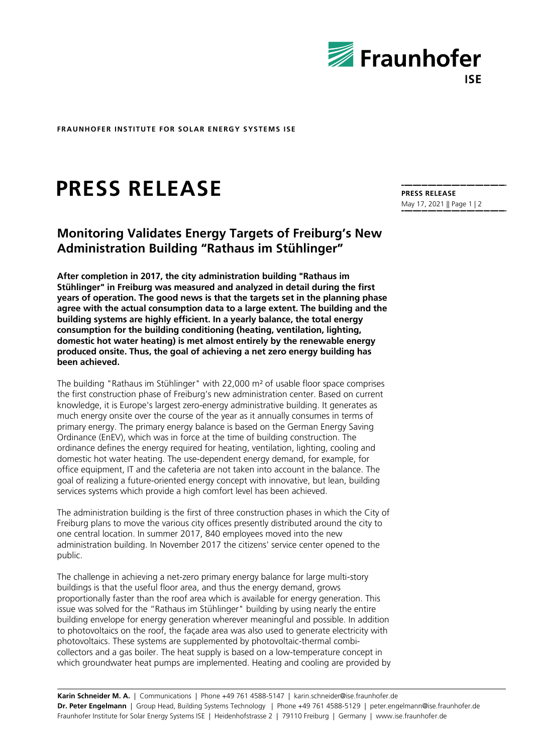FRAUNHOFER INSTITUTE FOR SOLAR ENERGY SYSTEMS ISE

# PRESS RELEASE

## Monitoring Validates Energy Targets of Freiburg's New Administration Building "Rathaus im Stühlinger"

**After completion in 2017, the city administration building "Rathaus im Stühlinger" in Freiburg was measured and analyzed in detail during the first years of operation. The good news is that the targets set in the planning phase agree with the actual consumption data to a large extent. The building and the building systems are highly efficient. In a yearly balance, the total energy consumption for the building conditioning (heating, ventilation, lighting, domestic hot water heating) is met almost entirely by the renewable energy produced onsite. Thus, the goal of achieving a net zero energy building has been achieved.**

The building "Rathaus im Stühlinger" with 22,000 m² of usable floor space comprises the first construction phase of Freiburg's new administration center. Based on current knowledge, it is Europe's largest zero-energy administrative building. It generates as much energy onsite over the course of the year as it annually consumes in terms of primary energy. The primary energy balance is based on the German Energy Saving Ordinance (EnEV), which was in force at the time of building construction. The ordinance defines the energy required for heating, ventilation, lighting, cooling and domestic hot water heating. The use-dependent energy demand, for example, for office equipment, IT and the cafeteria are not taken into account in the balance. The goal of realizing a future-oriented energy concept with innovative, but lean, building services systems which provide a high comfort level has been achieved.

The administration building is the first of three construction phases in which the City of Freiburg plans to move the various city offices presently distributed around the city to one central location. In summer 2017, 840 employees moved into the new administration building. In November 2017 the citizens' service center opened to the public.

The challenge in achieving a net-zero primary energy balance for large multi-story buildings is that the useful floor area, and thus the energy demand, grows proportionally faster than the roof area which is available for energy generation. This issue was solved for the "Rathaus im Stühlinger" building by using nearly the entire building envelope for energy generation wherever meaningful and possible. In addition to photovoltaics on the roof, the façade area was also used to generate electricity with photovoltaics. These systems are supplemented by photovoltaic-thermal combi-collectors and a gas boiler. The heat supply is based on a low-temperature concept in which groundwater heat pumps are implemented. Heating and cooling are provided by

**Karin Schneider M. A.** | Communications | Phone +49 761 4588-5147 | karin.schneider@ise.fraunhofer.de
**Dr. Peter Engelmann** | Group Head, Building Systems Technology | Phone +49 761 4588-5129 | peter.engelmann@ise.fraunhofer.de
Fraunhofer Institute for Solar Energy Systems ISE | Heidenhofstrasse 2 | 79110 Freiburg | Germany | www.ise.fraunhofer.de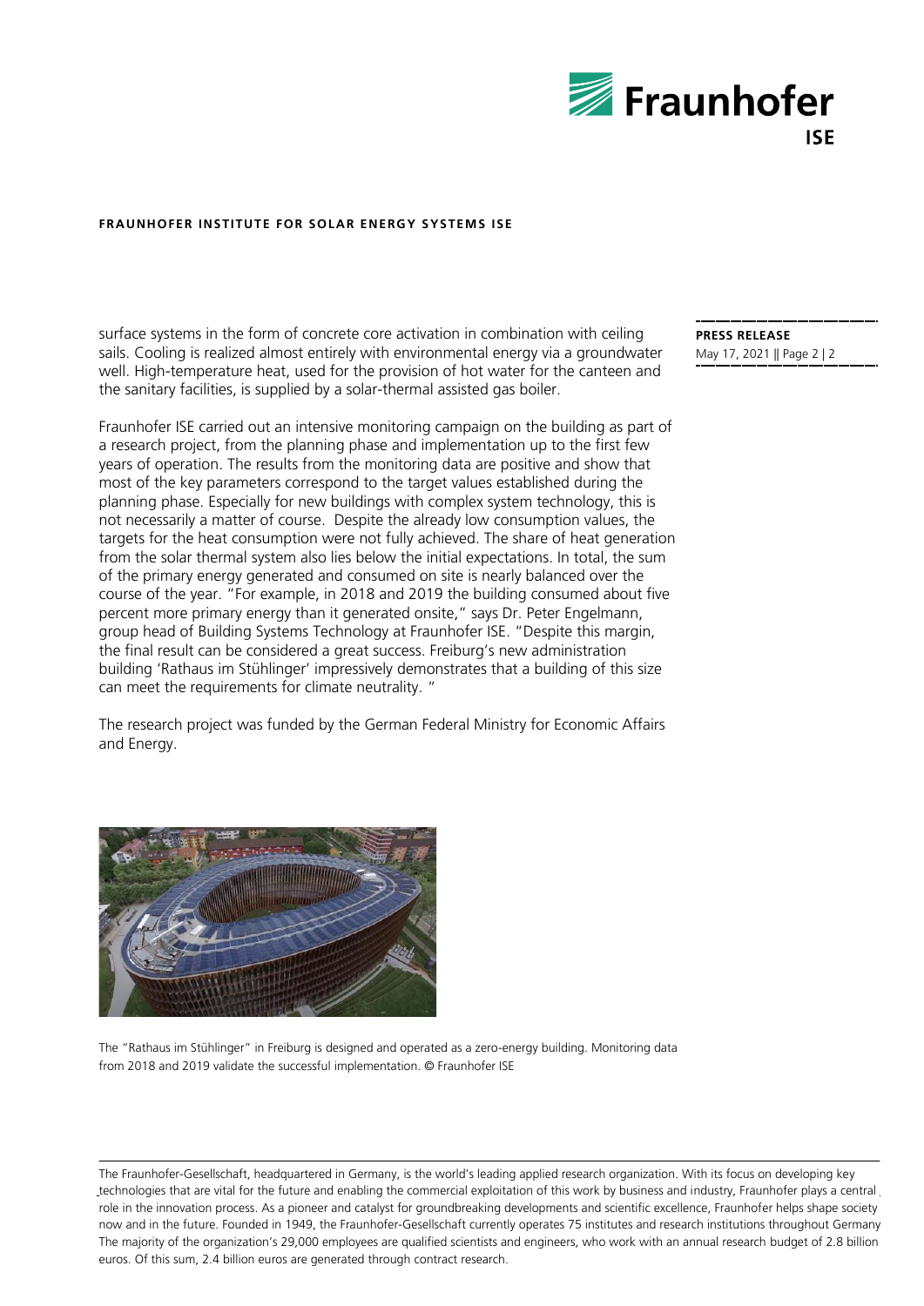surface systems in the form of concrete core activation in combination with ceiling sails. Cooling is realized almost entirely with environmental energy via a groundwater well. High-temperature heat, used for the provision of hot water for the canteen and the sanitary facilities, is supplied by a solar-thermal assisted gas boiler.

Fraunhofer ISE carried out an intensive monitoring campaign on the building as part of a research project, from the planning phase and implementation up to the first few years of operation. The results from the monitoring data are positive and show that most of the key parameters correspond to the target values established during the planning phase. Especially for new buildings with complex system technology, this is not necessarily a matter of course. Despite the already low consumption values, the targets for the heat consumption were not fully achieved. The share of heat generation from the solar thermal system also lies below the initial expectations. In total, the sum of the primary energy generated and consumed on site is nearly balanced over the course of the year. "For example, in 2018 and 2019 the building consumed about five percent more primary energy than it generated onsite," says Dr. Peter Engelmann, group head of Building Systems Technology at Fraunhofer ISE. "Despite this margin, the final result can be considered a great success. Freiburg's new administration building 'Rathaus im Stühlinger' impressively demonstrates that a building of this size can meet the requirements for climate neutrality. "

The research project was funded by the German Federal Ministry for Economic Affairs and Energy.

The "Rathaus im Stühlinger" in Freiburg is designed and operated as a zero-energy building. Monitoring data from 2018 and 2019 validate the successful implementation. © Fraunhofer ISE

The Fraunhofer-Gesellschaft, headquartered in Germany, is the world's leading applied research organization. With its focus on developing key technologies that are vital for the future and enabling the commercial exploitation of this work by business and industry, Fraunhofer plays a central role in the innovation process. As a pioneer and catalyst for groundbreaking developments and scientific excellence, Fraunhofer helps shape society now and in the future. Founded in 1949, the Fraunhofer-Gesellschaft currently operates 75 institutes and research institutions throughout Germany The majority of the organization's 29,000 employees are qualified scientists and engineers, who work with an annual research budget of 2.8 billion euros. Of this sum, 2.4 billion euros are generated through contract research.